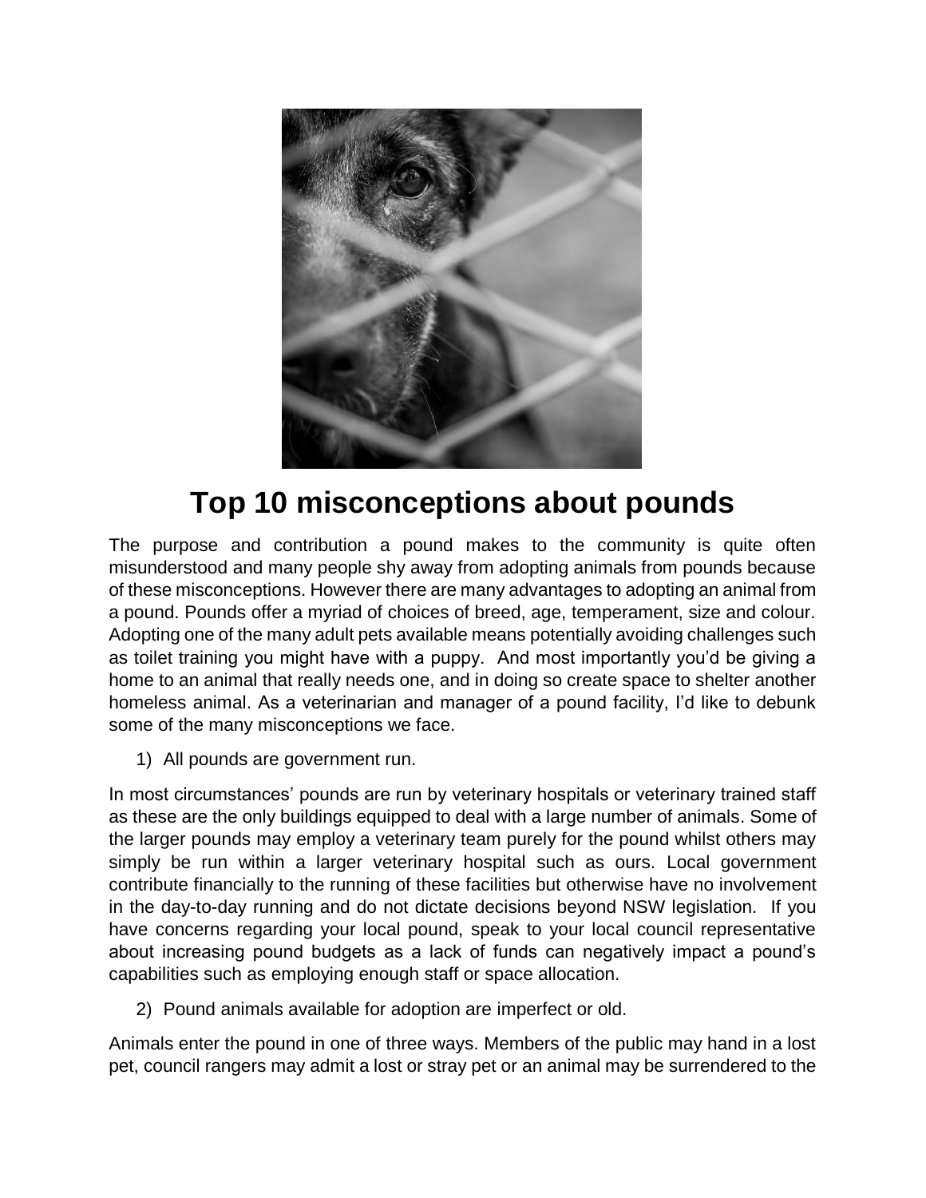# Top 10 misconceptions about pounds

The purpose and contribution a pound makes to the community is quite often misunderstood and many people shy away from adopting animals from pounds because of these misconceptions. However there are many advantages to adopting an animal from a pound. Pounds offer a myriad of choices of breed, age, temperament, size and colour. Adopting one of the many adult pets available means potentially avoiding challenges such as toilet training you might have with a puppy. And most importantly you'd be giving a home to an animal that really needs one, and in doing so create space to shelter another homeless animal. As a veterinarian and manager of a pound facility, I'd like to debunk some of the many misconceptions we face.

1) All pounds are government run.

In most circumstances' pounds are run by veterinary hospitals or veterinary trained staff as these are the only buildings equipped to deal with a large number of animals. Some of the larger pounds may employ a veterinary team purely for the pound whilst others may simply be run within a larger veterinary hospital such as ours. Local government contribute financially to the running of these facilities but otherwise have no involvement in the day-to-day running and do not dictate decisions beyond NSW legislation. If you have concerns regarding your local pound, speak to your local council representative about increasing pound budgets as a lack of funds can negatively impact a pound's capabilities such as employing enough staff or space allocation.

2) Pound animals available for adoption are imperfect or old.

Animals enter the pound in one of three ways. Members of the public may hand in a lost pet, council rangers may admit a lost or stray pet or an animal may be surrendered to the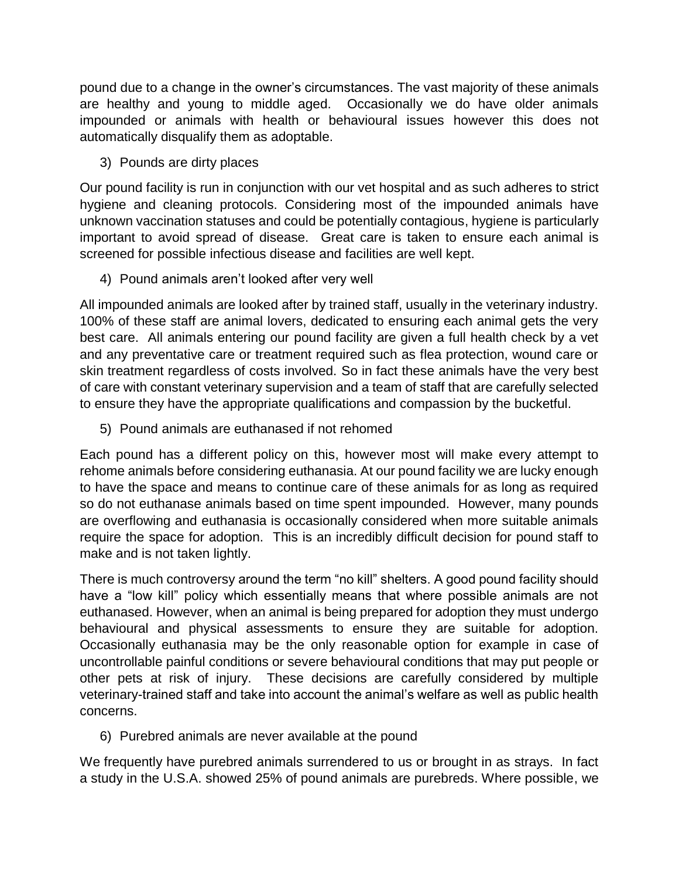pound due to a change in the owner's circumstances. The vast majority of these animals are healthy and young to middle aged. Occasionally we do have older animals impounded or animals with health or behavioural issues however this does not automatically disqualify them as adoptable.

3) Pounds are dirty places

Our pound facility is run in conjunction with our vet hospital and as such adheres to strict hygiene and cleaning protocols. Considering most of the impounded animals have unknown vaccination statuses and could be potentially contagious, hygiene is particularly important to avoid spread of disease. Great care is taken to ensure each animal is screened for possible infectious disease and facilities are well kept.

4) Pound animals aren't looked after very well

All impounded animals are looked after by trained staff, usually in the veterinary industry. 100% of these staff are animal lovers, dedicated to ensuring each animal gets the very best care. All animals entering our pound facility are given a full health check by a vet and any preventative care or treatment required such as flea protection, wound care or skin treatment regardless of costs involved. So in fact these animals have the very best of care with constant veterinary supervision and a team of staff that are carefully selected to ensure they have the appropriate qualifications and compassion by the bucketful.

5) Pound animals are euthanased if not rehomed

Each pound has a different policy on this, however most will make every attempt to rehome animals before considering euthanasia. At our pound facility we are lucky enough to have the space and means to continue care of these animals for as long as required so do not euthanase animals based on time spent impounded. However, many pounds are overflowing and euthanasia is occasionally considered when more suitable animals require the space for adoption. This is an incredibly difficult decision for pound staff to make and is not taken lightly.

There is much controversy around the term "no kill" shelters. A good pound facility should have a "low kill" policy which essentially means that where possible animals are not euthanased. However, when an animal is being prepared for adoption they must undergo behavioural and physical assessments to ensure they are suitable for adoption. Occasionally euthanasia may be the only reasonable option for example in case of uncontrollable painful conditions or severe behavioural conditions that may put people or other pets at risk of injury. These decisions are carefully considered by multiple veterinary-trained staff and take into account the animal's welfare as well as public health concerns.

6) Purebred animals are never available at the pound

We frequently have purebred animals surrendered to us or brought in as strays. In fact a study in the U.S.A. showed 25% of pound animals are purebreds. Where possible, we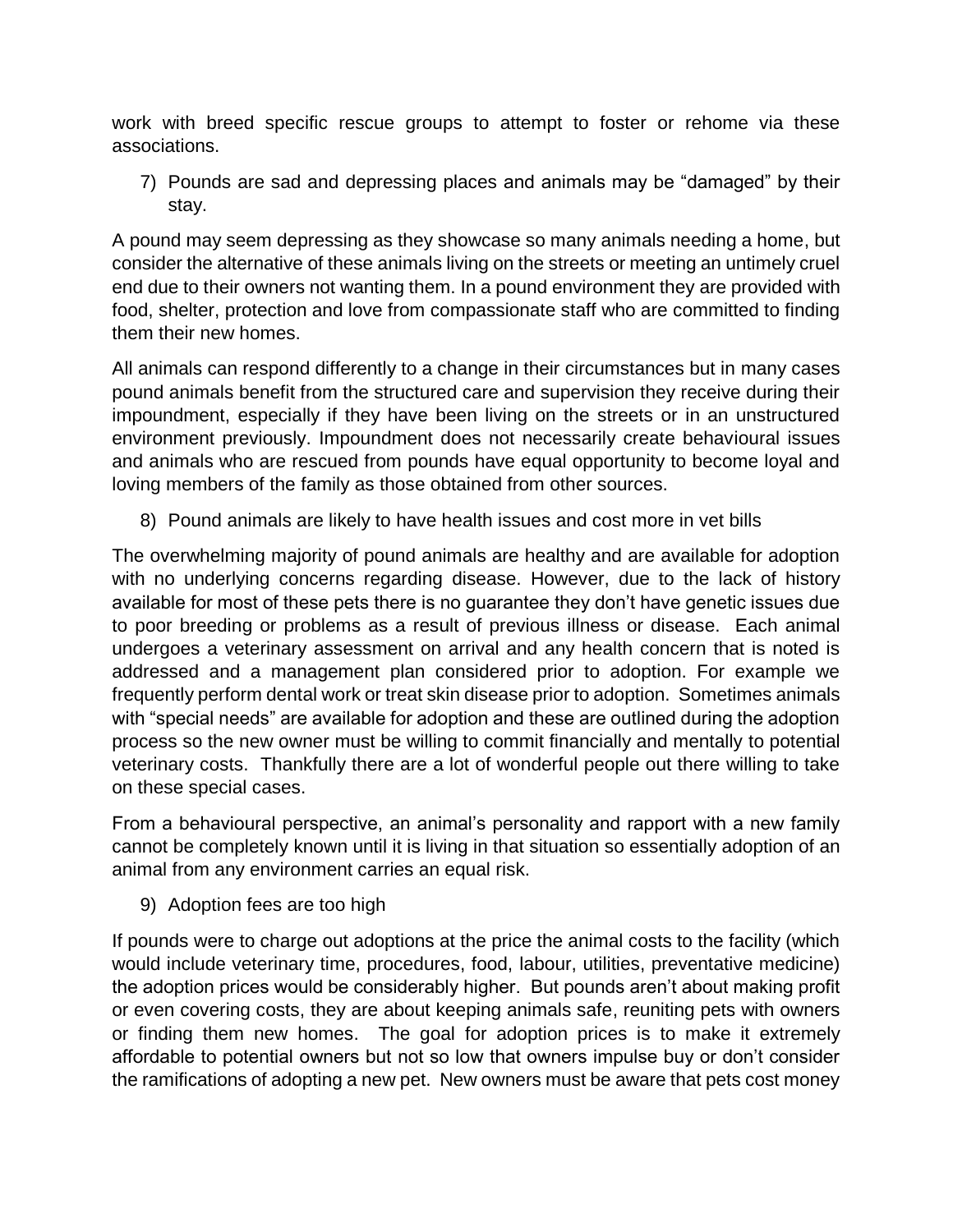work with breed specific rescue groups to attempt to foster or rehome via these associations.

7) Pounds are sad and depressing places and animals may be "damaged" by their stay.

A pound may seem depressing as they showcase so many animals needing a home, but consider the alternative of these animals living on the streets or meeting an untimely cruel end due to their owners not wanting them. In a pound environment they are provided with food, shelter, protection and love from compassionate staff who are committed to finding them their new homes.

All animals can respond differently to a change in their circumstances but in many cases pound animals benefit from the structured care and supervision they receive during their impoundment, especially if they have been living on the streets or in an unstructured environment previously. Impoundment does not necessarily create behavioural issues and animals who are rescued from pounds have equal opportunity to become loyal and loving members of the family as those obtained from other sources.

8) Pound animals are likely to have health issues and cost more in vet bills

The overwhelming majority of pound animals are healthy and are available for adoption with no underlying concerns regarding disease. However, due to the lack of history available for most of these pets there is no guarantee they don't have genetic issues due to poor breeding or problems as a result of previous illness or disease. Each animal undergoes a veterinary assessment on arrival and any health concern that is noted is addressed and a management plan considered prior to adoption. For example we frequently perform dental work or treat skin disease prior to adoption. Sometimes animals with "special needs" are available for adoption and these are outlined during the adoption process so the new owner must be willing to commit financially and mentally to potential veterinary costs. Thankfully there are a lot of wonderful people out there willing to take on these special cases.

From a behavioural perspective, an animal's personality and rapport with a new family cannot be completely known until it is living in that situation so essentially adoption of an animal from any environment carries an equal risk.

9) Adoption fees are too high

If pounds were to charge out adoptions at the price the animal costs to the facility (which would include veterinary time, procedures, food, labour, utilities, preventative medicine) the adoption prices would be considerably higher. But pounds aren't about making profit or even covering costs, they are about keeping animals safe, reuniting pets with owners or finding them new homes. The goal for adoption prices is to make it extremely affordable to potential owners but not so low that owners impulse buy or don't consider the ramifications of adopting a new pet. New owners must be aware that pets cost money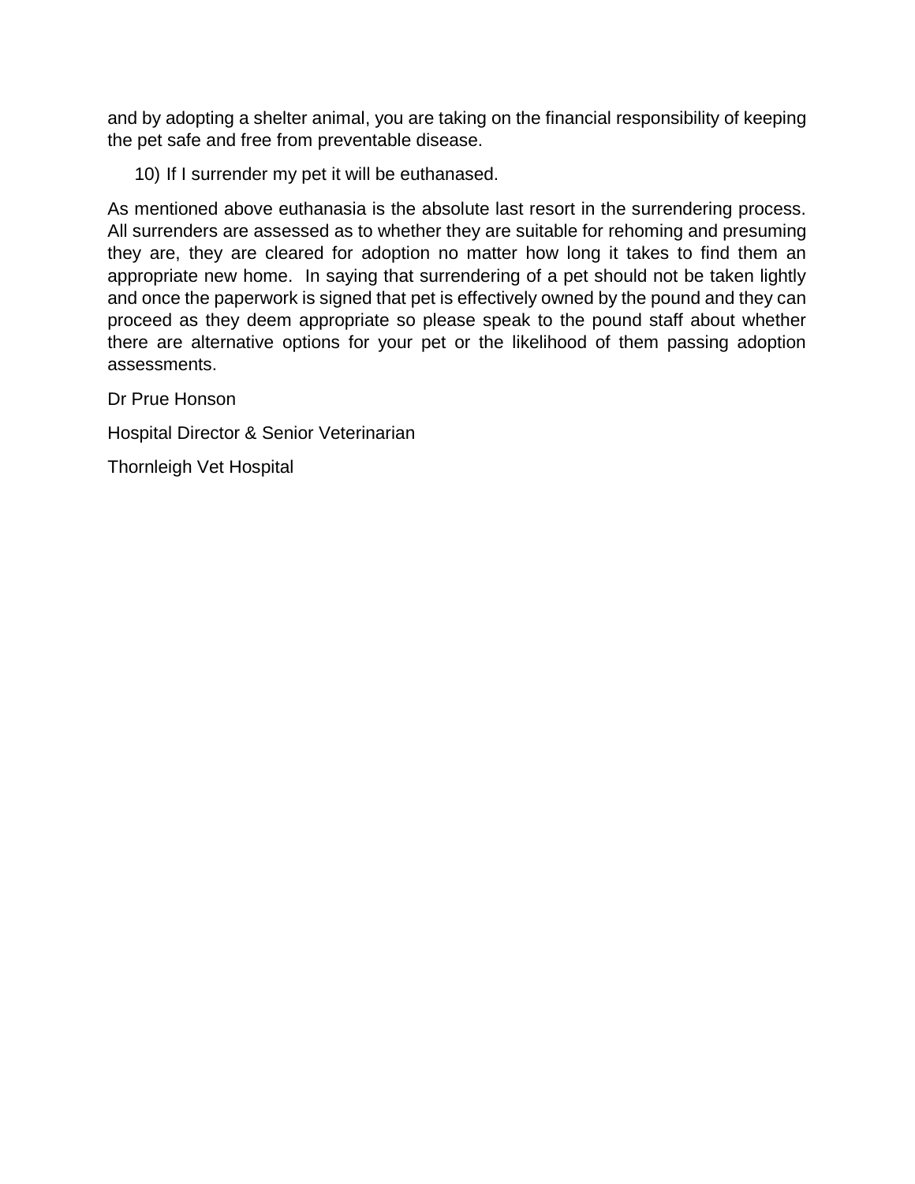and by adopting a shelter animal, you are taking on the financial responsibility of keeping the pet safe and free from preventable disease.

10) If I surrender my pet it will be euthanased.

As mentioned above euthanasia is the absolute last resort in the surrendering process. All surrenders are assessed as to whether they are suitable for rehoming and presuming they are, they are cleared for adoption no matter how long it takes to find them an appropriate new home. In saying that surrendering of a pet should not be taken lightly and once the paperwork is signed that pet is effectively owned by the pound and they can proceed as they deem appropriate so please speak to the pound staff about whether there are alternative options for your pet or the likelihood of them passing adoption assessments.

Dr Prue Honson

Hospital Director & Senior Veterinarian

Thornleigh Vet Hospital